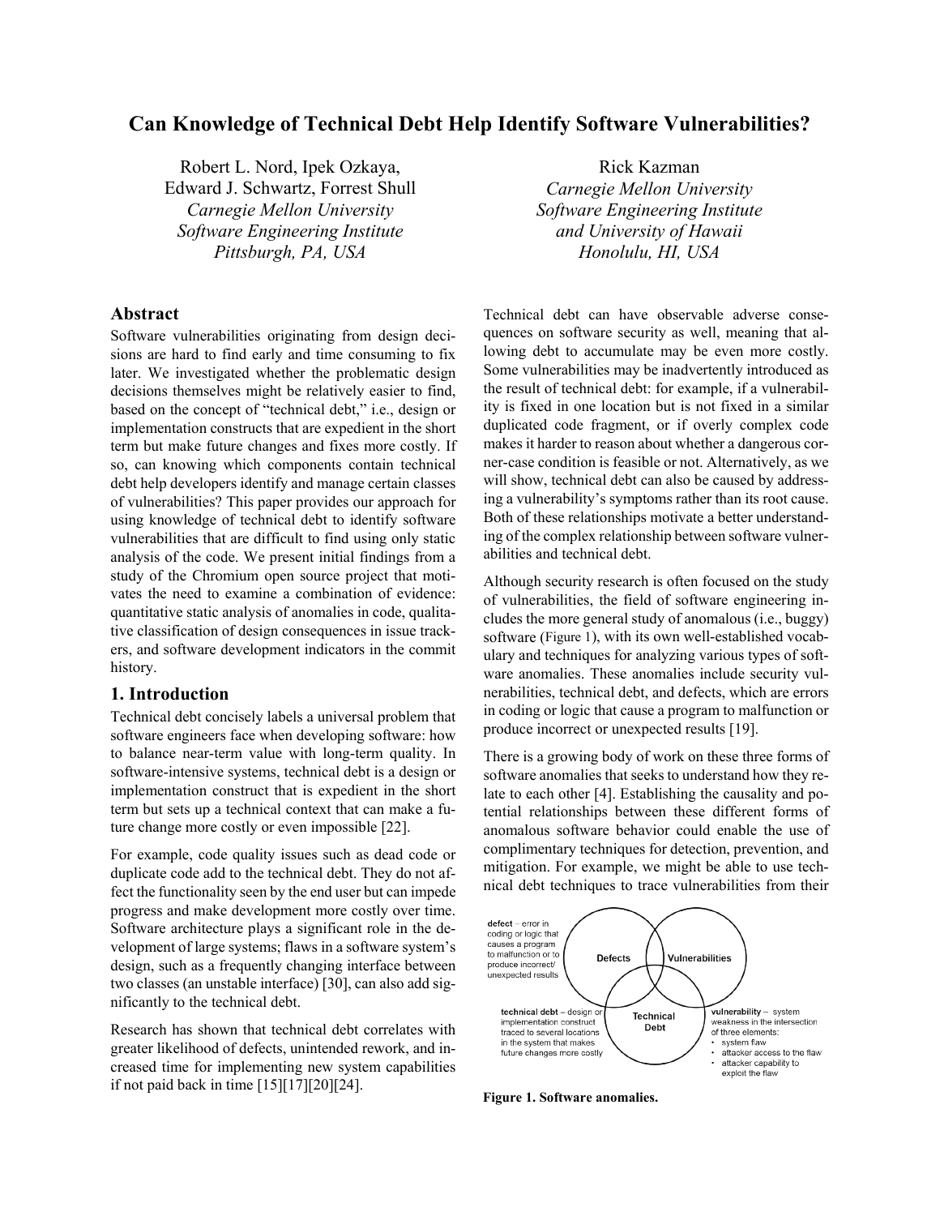# Can Knowledge of Technical Debt Help Identify Software Vulnerabilities?

Robert L. Nord, Ipek Ozkaya, Edward J. Schwartz, Forrest Shull
*Carnegie Mellon University*
*Software Engineering Institute*
*Pittsburgh, PA, USA*

Rick Kazman
*Carnegie Mellon University*
*Software Engineering Institute*
*and University of Hawaii*
*Honolulu, HI, USA*

## Abstract

Software vulnerabilities originating from design decisions are hard to find early and time consuming to fix later. We investigated whether the problematic design decisions themselves might be relatively easier to find, based on the concept of "technical debt," i.e., design or implementation constructs that are expedient in the short term but make future changes and fixes more costly. If so, can knowing which components contain technical debt help developers identify and manage certain classes of vulnerabilities? This paper provides our approach for using knowledge of technical debt to identify software vulnerabilities that are difficult to find using only static analysis of the code. We present initial findings from a study of the Chromium open source project that motivates the need to examine a combination of evidence: quantitative static analysis of anomalies in code, qualitative classification of design consequences in issue trackers, and software development indicators in the commit history.

## 1. Introduction

Technical debt concisely labels a universal problem that software engineers face when developing software: how to balance near-term value with long-term quality. In software-intensive systems, technical debt is a design or implementation construct that is expedient in the short term but sets up a technical context that can make a future change more costly or even impossible [22].

For example, code quality issues such as dead code or duplicate code add to the technical debt. They do not affect the functionality seen by the end user but can impede progress and make development more costly over time. Software architecture plays a significant role in the development of large systems; flaws in a software system's design, such as a frequently changing interface between two classes (an unstable interface) [30], can also add significantly to the technical debt.

Research has shown that technical debt correlates with greater likelihood of defects, unintended rework, and increased time for implementing new system capabilities if not paid back in time [15][17][20][24].

Technical debt can have observable adverse consequences on software security as well, meaning that allowing debt to accumulate may be even more costly. Some vulnerabilities may be inadvertently introduced as the result of technical debt: for example, if a vulnerability is fixed in one location but is not fixed in a similar duplicated code fragment, or if overly complex code makes it harder to reason about whether a dangerous corner-case condition is feasible or not. Alternatively, as we will show, technical debt can also be caused by addressing a vulnerability's symptoms rather than its root cause. Both of these relationships motivate a better understanding of the complex relationship between software vulnerabilities and technical debt.

Although security research is often focused on the study of vulnerabilities, the field of software engineering includes the more general study of anomalous (i.e., buggy) software (Figure 1), with its own well-established vocabulary and techniques for analyzing various types of software anomalies. These anomalies include security vulnerabilities, technical debt, and defects, which are errors in coding or logic that cause a program to malfunction or produce incorrect or unexpected results [19].

There is a growing body of work on these three forms of software anomalies that seeks to understand how they relate to each other [4]. Establishing the causality and potential relationships between these different forms of anomalous software behavior could enable the use of complimentary techniques for detection, prevention, and mitigation. For example, we might be able to use technical debt techniques to trace vulnerabilities from their

**Figure 1. Software anomalies.**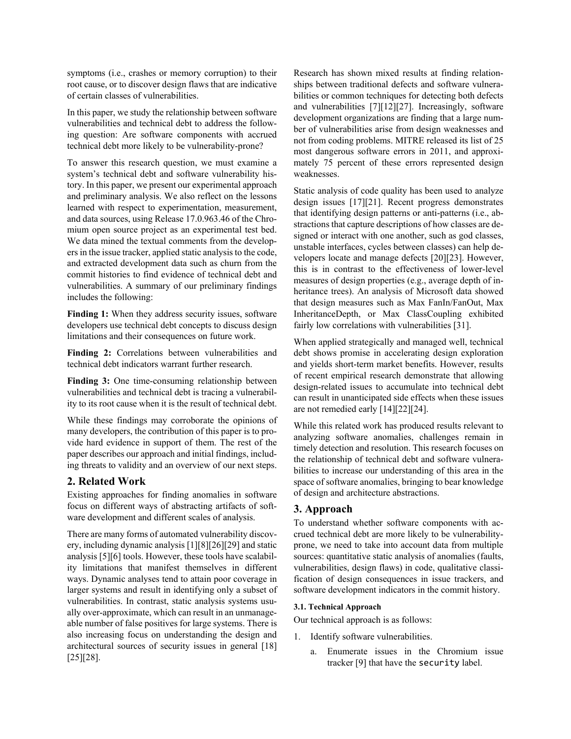symptoms (i.e., crashes or memory corruption) to their root cause, or to discover design flaws that are indicative of certain classes of vulnerabilities.

In this paper, we study the relationship between software vulnerabilities and technical debt to address the following question: Are software components with accrued technical debt more likely to be vulnerability-prone?

To answer this research question, we must examine a system's technical debt and software vulnerability history. In this paper, we present our experimental approach and preliminary analysis. We also reflect on the lessons learned with respect to experimentation, measurement, and data sources, using Release 17.0.963.46 of the Chromium open source project as an experimental test bed. We data mined the textual comments from the developers in the issue tracker, applied static analysis to the code, and extracted development data such as churn from the commit histories to find evidence of technical debt and vulnerabilities. A summary of our preliminary findings includes the following:

**Finding 1:** When they address security issues, software developers use technical debt concepts to discuss design limitations and their consequences on future work.

**Finding 2:** Correlations between vulnerabilities and technical debt indicators warrant further research.

**Finding 3:** One time-consuming relationship between vulnerabilities and technical debt is tracing a vulnerability to its root cause when it is the result of technical debt.

While these findings may corroborate the opinions of many developers, the contribution of this paper is to provide hard evidence in support of them. The rest of the paper describes our approach and initial findings, including threats to validity and an overview of our next steps.

## 2. Related Work

Existing approaches for finding anomalies in software focus on different ways of abstracting artifacts of software development and different scales of analysis.

There are many forms of automated vulnerability discovery, including dynamic analysis [1][8][26][29] and static analysis [5][6] tools. However, these tools have scalability limitations that manifest themselves in different ways. Dynamic analyses tend to attain poor coverage in larger systems and result in identifying only a subset of vulnerabilities. In contrast, static analysis systems usually over-approximate, which can result in an unmanageable number of false positives for large systems. There is also increasing focus on understanding the design and architectural sources of security issues in general [18] [25][28].

Research has shown mixed results at finding relationships between traditional defects and software vulnerabilities or common techniques for detecting both defects and vulnerabilities [7][12][27]. Increasingly, software development organizations are finding that a large number of vulnerabilities arise from design weaknesses and not from coding problems. MITRE released its list of 25 most dangerous software errors in 2011, and approximately 75 percent of these errors represented design weaknesses.

Static analysis of code quality has been used to analyze design issues [17][21]. Recent progress demonstrates that identifying design patterns or anti-patterns (i.e., abstractions that capture descriptions of how classes are designed or interact with one another, such as god classes, unstable interfaces, cycles between classes) can help developers locate and manage defects [20][23]. However, this is in contrast to the effectiveness of lower-level measures of design properties (e.g., average depth of inheritance trees). An analysis of Microsoft data showed that design measures such as Max FanIn/FanOut, Max InheritanceDepth, or Max ClassCoupling exhibited fairly low correlations with vulnerabilities [31].

When applied strategically and managed well, technical debt shows promise in accelerating design exploration and yields short-term market benefits. However, results of recent empirical research demonstrate that allowing design-related issues to accumulate into technical debt can result in unanticipated side effects when these issues are not remedied early [14][22][24].

While this related work has produced results relevant to analyzing software anomalies, challenges remain in timely detection and resolution. This research focuses on the relationship of technical debt and software vulnerabilities to increase our understanding of this area in the space of software anomalies, bringing to bear knowledge of design and architecture abstractions.

## 3. Approach

To understand whether software components with accrued technical debt are more likely to be vulnerability-prone, we need to take into account data from multiple sources: quantitative static analysis of anomalies (faults, vulnerabilities, design flaws) in code, qualitative classification of design consequences in issue trackers, and software development indicators in the commit history.

### 3.1. Technical Approach

Our technical approach is as follows:

1. Identify software vulnerabilities.
   a. Enumerate issues in the Chromium issue tracker [9] that have the `security` label.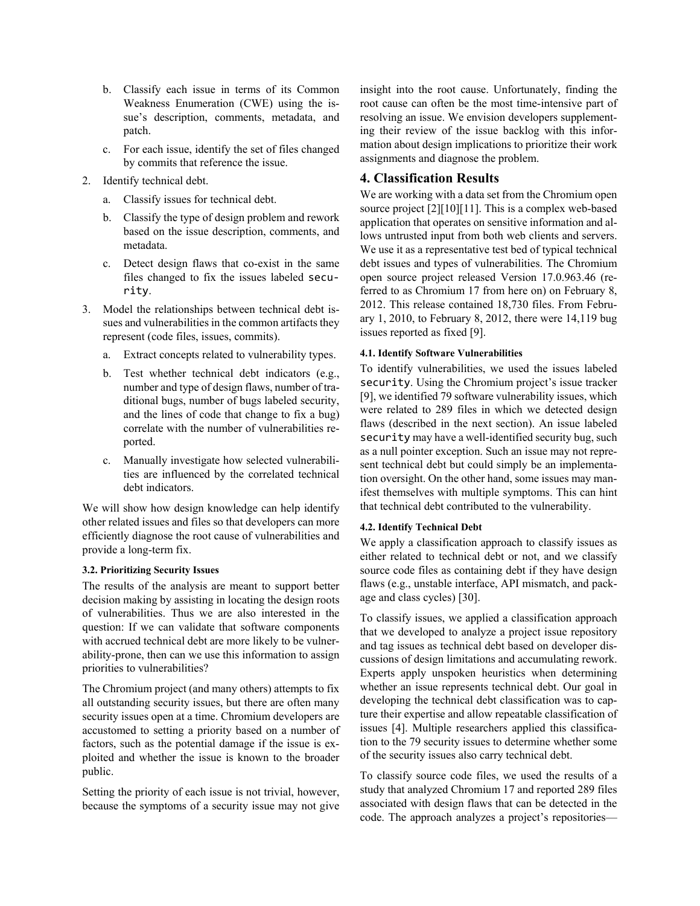b. Classify each issue in terms of its Common Weakness Enumeration (CWE) using the issue's description, comments, metadata, and patch.

   c. For each issue, identify the set of files changed by commits that reference the issue.

2. Identify technical debt.

   a. Classify issues for technical debt.

   b. Classify the type of design problem and rework based on the issue description, comments, and metadata.

   c. Detect design flaws that co-exist in the same files changed to fix the issues labeled `security`.

3. Model the relationships between technical debt issues and vulnerabilities in the common artifacts they represent (code files, issues, commits).

   a. Extract concepts related to vulnerability types.

   b. Test whether technical debt indicators (e.g., number and type of design flaws, number of traditional bugs, number of bugs labeled security, and the lines of code that change to fix a bug) correlate with the number of vulnerabilities reported.

   c. Manually investigate how selected vulnerabilities are influenced by the correlated technical debt indicators.

We will show how design knowledge can help identify other related issues and files so that developers can more efficiently diagnose the root cause of vulnerabilities and provide a long-term fix.

#### 3.2. Prioritizing Security Issues

The results of the analysis are meant to support better decision making by assisting in locating the design roots of vulnerabilities. Thus we are also interested in the question: If we can validate that software components with accrued technical debt are more likely to be vulnerability-prone, then can we use this information to assign priorities to vulnerabilities?

The Chromium project (and many others) attempts to fix all outstanding security issues, but there are often many security issues open at a time. Chromium developers are accustomed to setting a priority based on a number of factors, such as the potential damage if the issue is exploited and whether the issue is known to the broader public.

Setting the priority of each issue is not trivial, however, because the symptoms of a security issue may not give insight into the root cause. Unfortunately, finding the root cause can often be the most time-intensive part of resolving an issue. We envision developers supplementing their review of the issue backlog with this information about design implications to prioritize their work assignments and diagnose the problem.

## 4. Classification Results

We are working with a data set from the Chromium open source project [2][10][11]. This is a complex web-based application that operates on sensitive information and allows untrusted input from both web clients and servers. We use it as a representative test bed of typical technical debt issues and types of vulnerabilities. The Chromium open source project released Version 17.0.963.46 (referred to as Chromium 17 from here on) on February 8, 2012. This release contained 18,730 files. From February 1, 2010, to February 8, 2012, there were 14,119 bug issues reported as fixed [9].

#### 4.1. Identify Software Vulnerabilities

To identify vulnerabilities, we used the issues labeled `security`. Using the Chromium project's issue tracker [9], we identified 79 software vulnerability issues, which were related to 289 files in which we detected design flaws (described in the next section). An issue labeled `security` may have a well-identified security bug, such as a null pointer exception. Such an issue may not represent technical debt but could simply be an implementation oversight. On the other hand, some issues may manifest themselves with multiple symptoms. This can hint that technical debt contributed to the vulnerability.

#### 4.2. Identify Technical Debt

We apply a classification approach to classify issues as either related to technical debt or not, and we classify source code files as containing debt if they have design flaws (e.g., unstable interface, API mismatch, and package and class cycles) [30].

To classify issues, we applied a classification approach that we developed to analyze a project issue repository and tag issues as technical debt based on developer discussions of design limitations and accumulating rework. Experts apply unspoken heuristics when determining whether an issue represents technical debt. Our goal in developing the technical debt classification was to capture their expertise and allow repeatable classification of issues [4]. Multiple researchers applied this classification to the 79 security issues to determine whether some of the security issues also carry technical debt.

To classify source code files, we used the results of a study that analyzed Chromium 17 and reported 289 files associated with design flaws that can be detected in the code. The approach analyzes a project's repositories—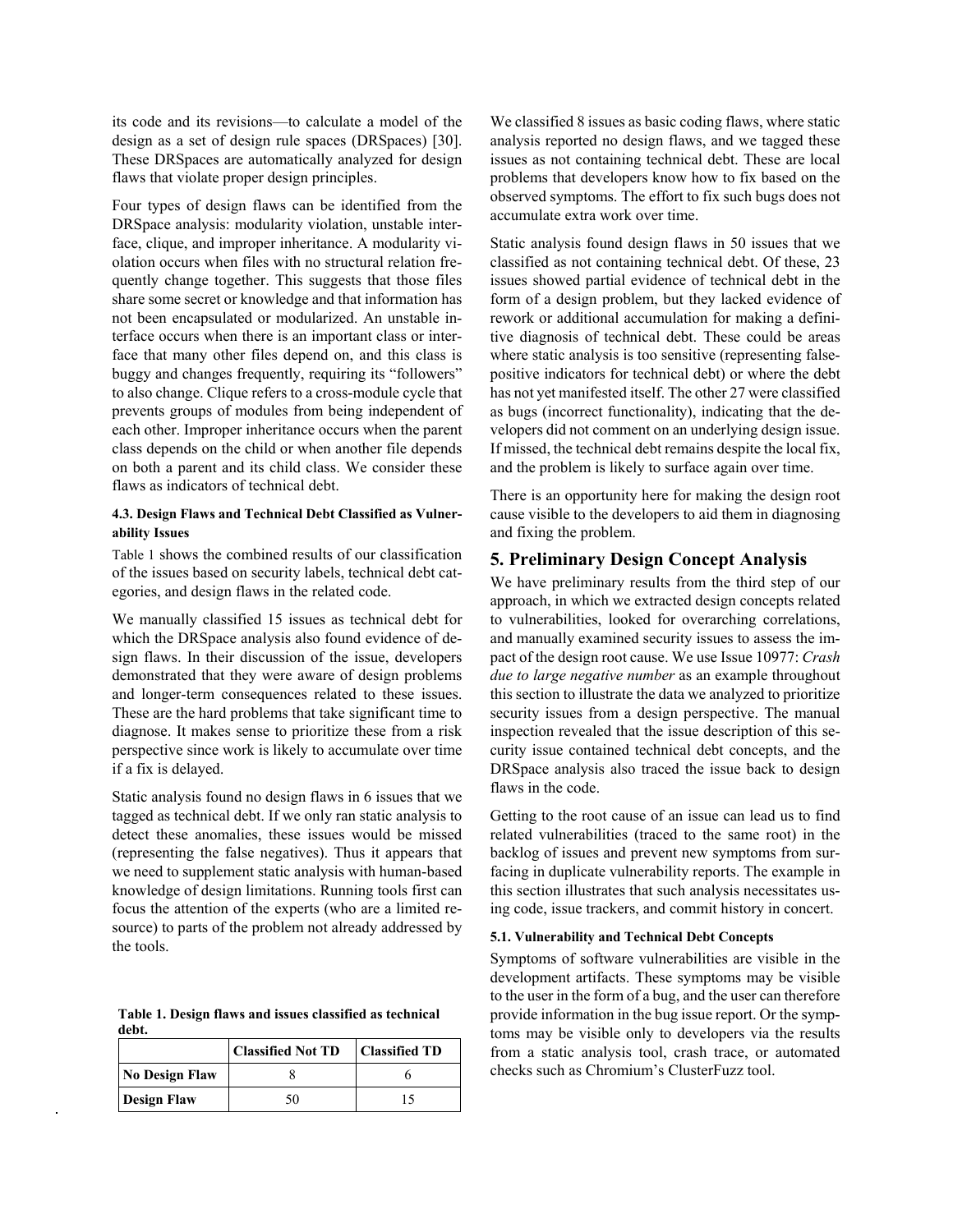its code and its revisions—to calculate a model of the design as a set of design rule spaces (DRSpaces) [30]. These DRSpaces are automatically analyzed for design flaws that violate proper design principles.

Four types of design flaws can be identified from the DRSpace analysis: modularity violation, unstable interface, clique, and improper inheritance. A modularity violation occurs when files with no structural relation frequently change together. This suggests that those files share some secret or knowledge and that information has not been encapsulated or modularized. An unstable interface occurs when there is an important class or interface that many other files depend on, and this class is buggy and changes frequently, requiring its "followers" to also change. Clique refers to a cross-module cycle that prevents groups of modules from being independent of each other. Improper inheritance occurs when the parent class depends on the child or when another file depends on both a parent and its child class. We consider these flaws as indicators of technical debt.

#### 4.3. Design Flaws and Technical Debt Classified as Vulnerability Issues

Table 1 shows the combined results of our classification of the issues based on security labels, technical debt categories, and design flaws in the related code.

We manually classified 15 issues as technical debt for which the DRSpace analysis also found evidence of design flaws. In their discussion of the issue, developers demonstrated that they were aware of design problems and longer-term consequences related to these issues. These are the hard problems that take significant time to diagnose. It makes sense to prioritize these from a risk perspective since work is likely to accumulate over time if a fix is delayed.

Static analysis found no design flaws in 6 issues that we tagged as technical debt. If we only ran static analysis to detect these anomalies, these issues would be missed (representing the false negatives). Thus it appears that we need to supplement static analysis with human-based knowledge of design limitations. Running tools first can focus the attention of the experts (who are a limited resource) to parts of the problem not already addressed by the tools.

**Table 1. Design flaws and issues classified as technical debt.**

| | Classified Not TD | Classified TD |
|---|---|---|
| **No Design Flaw** | 8 | 6 |
| **Design Flaw** | 50 | 15 |

We classified 8 issues as basic coding flaws, where static analysis reported no design flaws, and we tagged these issues as not containing technical debt. These are local problems that developers know how to fix based on the observed symptoms. The effort to fix such bugs does not accumulate extra work over time.

Static analysis found design flaws in 50 issues that we classified as not containing technical debt. Of these, 23 issues showed partial evidence of technical debt in the form of a design problem, but they lacked evidence of rework or additional accumulation for making a definitive diagnosis of technical debt. These could be areas where static analysis is too sensitive (representing false-positive indicators for technical debt) or where the debt has not yet manifested itself. The other 27 were classified as bugs (incorrect functionality), indicating that the developers did not comment on an underlying design issue. If missed, the technical debt remains despite the local fix, and the problem is likely to surface again over time.

There is an opportunity here for making the design root cause visible to the developers to aid them in diagnosing and fixing the problem.

## 5. Preliminary Design Concept Analysis

We have preliminary results from the third step of our approach, in which we extracted design concepts related to vulnerabilities, looked for overarching correlations, and manually examined security issues to assess the impact of the design root cause. We use Issue 10977: *Crash due to large negative number* as an example throughout this section to illustrate the data we analyzed to prioritize security issues from a design perspective. The manual inspection revealed that the issue description of this security issue contained technical debt concepts, and the DRSpace analysis also traced the issue back to design flaws in the code.

Getting to the root cause of an issue can lead us to find related vulnerabilities (traced to the same root) in the backlog of issues and prevent new symptoms from surfacing in duplicate vulnerability reports. The example in this section illustrates that such analysis necessitates using code, issue trackers, and commit history in concert.

#### 5.1. Vulnerability and Technical Debt Concepts

Symptoms of software vulnerabilities are visible in the development artifacts. These symptoms may be visible to the user in the form of a bug, and the user can therefore provide information in the bug issue report. Or the symptoms may be visible only to developers via the results from a static analysis tool, crash trace, or automated checks such as Chromium's ClusterFuzz tool.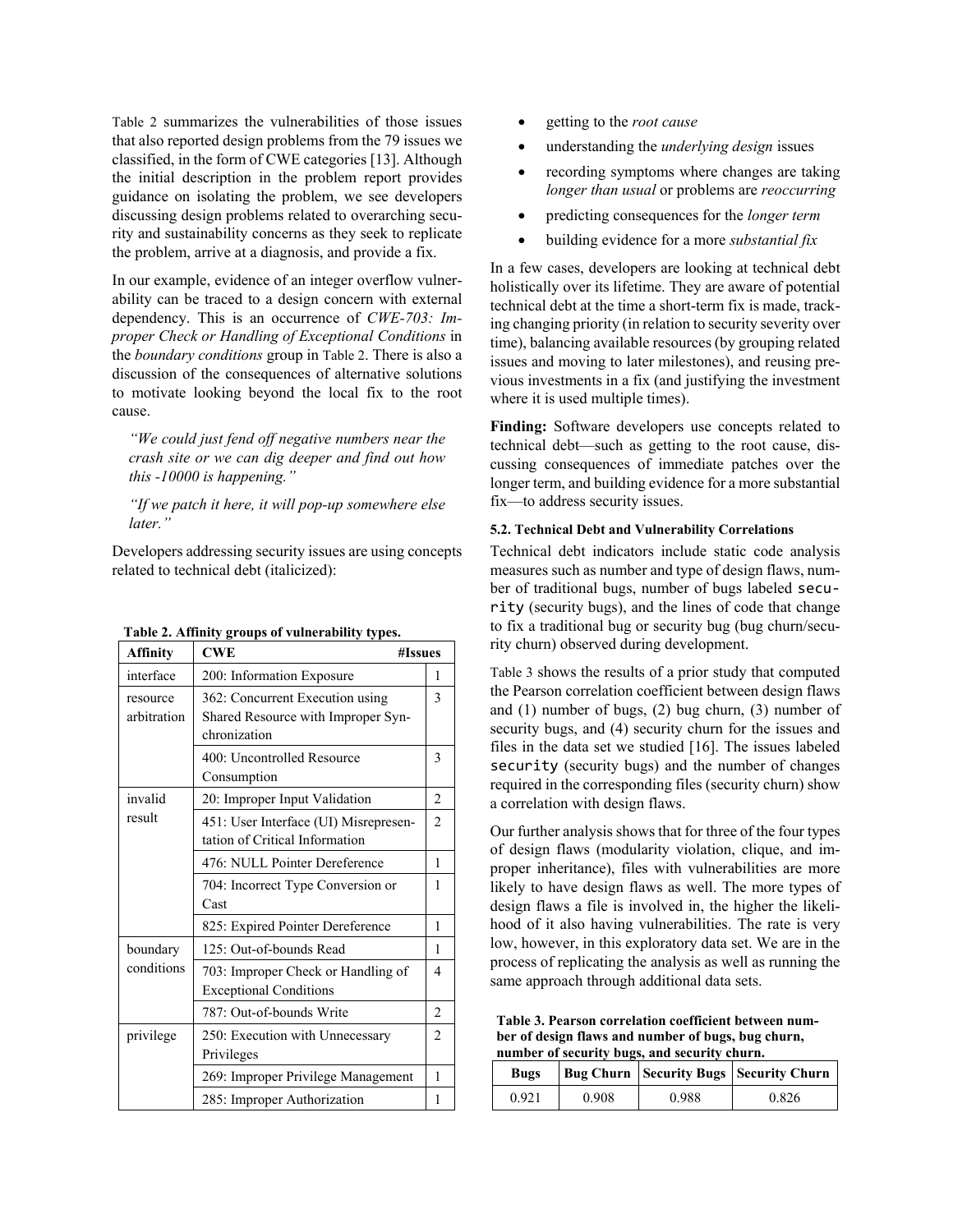Table 2 summarizes the vulnerabilities of those issues that also reported design problems from the 79 issues we classified, in the form of CWE categories [13]. Although the initial description in the problem report provides guidance on isolating the problem, we see developers discussing design problems related to overarching security and sustainability concerns as they seek to replicate the problem, arrive at a diagnosis, and provide a fix.

In our example, evidence of an integer overflow vulnerability can be traced to a design concern with external dependency. This is an occurrence of *CWE-703: Improper Check or Handling of Exceptional Conditions* in the *boundary conditions* group in Table 2. There is also a discussion of the consequences of alternative solutions to motivate looking beyond the local fix to the root cause.

> *"We could just fend off negative numbers near the crash site or we can dig deeper and find out how this -10000 is happening."*
>
> *"If we patch it here, it will pop-up somewhere else later."*

Developers addressing security issues are using concepts related to technical debt (italicized):

**Table 2. Affinity groups of vulnerability types.**

| Affinity | CWE | #Issues |
|---|---|---|
| interface | 200: Information Exposure | 1 |
| resource arbitration | 362: Concurrent Execution using Shared Resource with Improper Synchronization | 3 |
| | 400: Uncontrolled Resource Consumption | 3 |
| invalid result | 20: Improper Input Validation | 2 |
| | 451: User Interface (UI) Misrepresentation of Critical Information | 2 |
| | 476: NULL Pointer Dereference | 1 |
| | 704: Incorrect Type Conversion or Cast | 1 |
| | 825: Expired Pointer Dereference | 1 |
| boundary conditions | 125: Out-of-bounds Read | 1 |
| | 703: Improper Check or Handling of Exceptional Conditions | 4 |
| | 787: Out-of-bounds Write | 2 |
| privilege | 250: Execution with Unnecessary Privileges | 2 |
| | 269: Improper Privilege Management | 1 |
| | 285: Improper Authorization | 1 |

- getting to the *root cause*
- understanding the *underlying design* issues
- recording symptoms where changes are taking *longer than usual* or problems are *reoccurring*
- predicting consequences for the *longer term*
- building evidence for a more *substantial fix*

In a few cases, developers are looking at technical debt holistically over its lifetime. They are aware of potential technical debt at the time a short-term fix is made, tracking changing priority (in relation to security severity over time), balancing available resources (by grouping related issues and moving to later milestones), and reusing previous investments in a fix (and justifying the investment where it is used multiple times).

**Finding:** Software developers use concepts related to technical debt—such as getting to the root cause, discussing consequences of immediate patches over the longer term, and building evidence for a more substantial fix—to address security issues.

#### 5.2. Technical Debt and Vulnerability Correlations

Technical debt indicators include static code analysis measures such as number and type of design flaws, number of traditional bugs, number of bugs labeled `security` (security bugs), and the lines of code that change to fix a traditional bug or security bug (bug churn/security churn) observed during development.

Table 3 shows the results of a prior study that computed the Pearson correlation coefficient between design flaws and (1) number of bugs, (2) bug churn, (3) number of security bugs, and (4) security churn for the issues and files in the data set we studied [16]. The issues labeled `security` (security bugs) and the number of changes required in the corresponding files (security churn) show a correlation with design flaws.

Our further analysis shows that for three of the four types of design flaws (modularity violation, clique, and improper inheritance), files with vulnerabilities are more likely to have design flaws as well. The more types of design flaws a file is involved in, the higher the likelihood of it also having vulnerabilities. The rate is very low, however, in this exploratory data set. We are in the process of replicating the analysis as well as running the same approach through additional data sets.

**Table 3. Pearson correlation coefficient between number of design flaws and number of bugs, bug churn, number of security bugs, and security churn.**

| Bugs | Bug Churn | Security Bugs | Security Churn |
|---|---|---|---|
| 0.921 | 0.908 | 0.988 | 0.826 |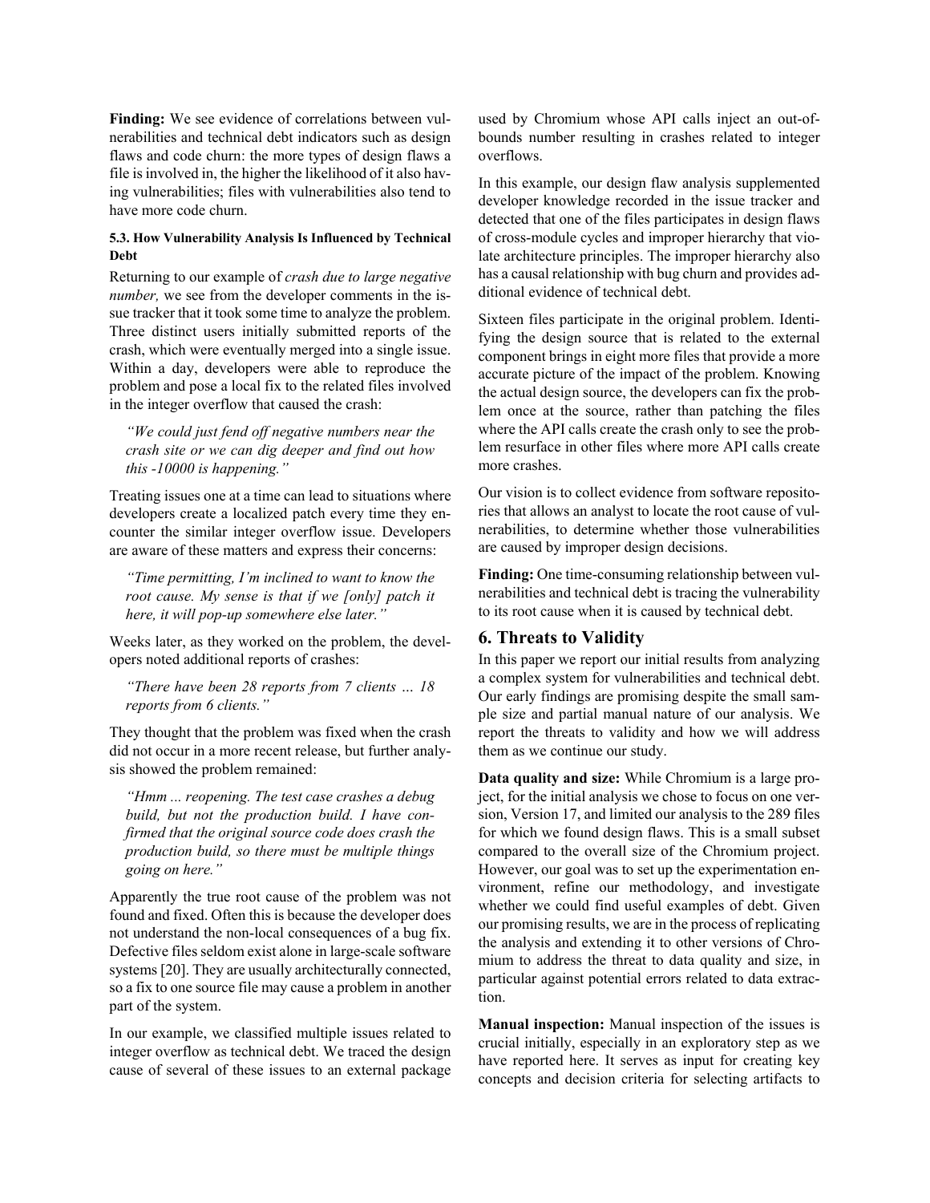**Finding:** We see evidence of correlations between vulnerabilities and technical debt indicators such as design flaws and code churn: the more types of design flaws a file is involved in, the higher the likelihood of it also having vulnerabilities; files with vulnerabilities also tend to have more code churn.

#### 5.3. How Vulnerability Analysis Is Influenced by Technical Debt

Returning to our example of *crash due to large negative number,* we see from the developer comments in the issue tracker that it took some time to analyze the problem. Three distinct users initially submitted reports of the crash, which were eventually merged into a single issue. Within a day, developers were able to reproduce the problem and pose a local fix to the related files involved in the integer overflow that caused the crash:

> *"We could just fend off negative numbers near the crash site or we can dig deeper and find out how this -10000 is happening."*

Treating issues one at a time can lead to situations where developers create a localized patch every time they encounter the similar integer overflow issue. Developers are aware of these matters and express their concerns:

> *"Time permitting, I'm inclined to want to know the root cause. My sense is that if we [only] patch it here, it will pop-up somewhere else later."*

Weeks later, as they worked on the problem, the developers noted additional reports of crashes:

> *"There have been 28 reports from 7 clients … 18 reports from 6 clients."*

They thought that the problem was fixed when the crash did not occur in a more recent release, but further analysis showed the problem remained:

> *"Hmm ... reopening. The test case crashes a debug build, but not the production build. I have confirmed that the original source code does crash the production build, so there must be multiple things going on here."*

Apparently the true root cause of the problem was not found and fixed. Often this is because the developer does not understand the non-local consequences of a bug fix. Defective files seldom exist alone in large-scale software systems [20]. They are usually architecturally connected, so a fix to one source file may cause a problem in another part of the system.

In our example, we classified multiple issues related to integer overflow as technical debt. We traced the design cause of several of these issues to an external package used by Chromium whose API calls inject an out-of-bounds number resulting in crashes related to integer overflows.

In this example, our design flaw analysis supplemented developer knowledge recorded in the issue tracker and detected that one of the files participates in design flaws of cross-module cycles and improper hierarchy that violate architecture principles. The improper hierarchy also has a causal relationship with bug churn and provides additional evidence of technical debt.

Sixteen files participate in the original problem. Identifying the design source that is related to the external component brings in eight more files that provide a more accurate picture of the impact of the problem. Knowing the actual design source, the developers can fix the problem once at the source, rather than patching the files where the API calls create the crash only to see the problem resurface in other files where more API calls create more crashes.

Our vision is to collect evidence from software repositories that allows an analyst to locate the root cause of vulnerabilities, to determine whether those vulnerabilities are caused by improper design decisions.

**Finding:** One time-consuming relationship between vulnerabilities and technical debt is tracing the vulnerability to its root cause when it is caused by technical debt.

## 6. Threats to Validity

In this paper we report our initial results from analyzing a complex system for vulnerabilities and technical debt. Our early findings are promising despite the small sample size and partial manual nature of our analysis. We report the threats to validity and how we will address them as we continue our study.

**Data quality and size:** While Chromium is a large project, for the initial analysis we chose to focus on one version, Version 17, and limited our analysis to the 289 files for which we found design flaws. This is a small subset compared to the overall size of the Chromium project. However, our goal was to set up the experimentation environment, refine our methodology, and investigate whether we could find useful examples of debt. Given our promising results, we are in the process of replicating the analysis and extending it to other versions of Chromium to address the threat to data quality and size, in particular against potential errors related to data extraction.

**Manual inspection:** Manual inspection of the issues is crucial initially, especially in an exploratory step as we have reported here. It serves as input for creating key concepts and decision criteria for selecting artifacts to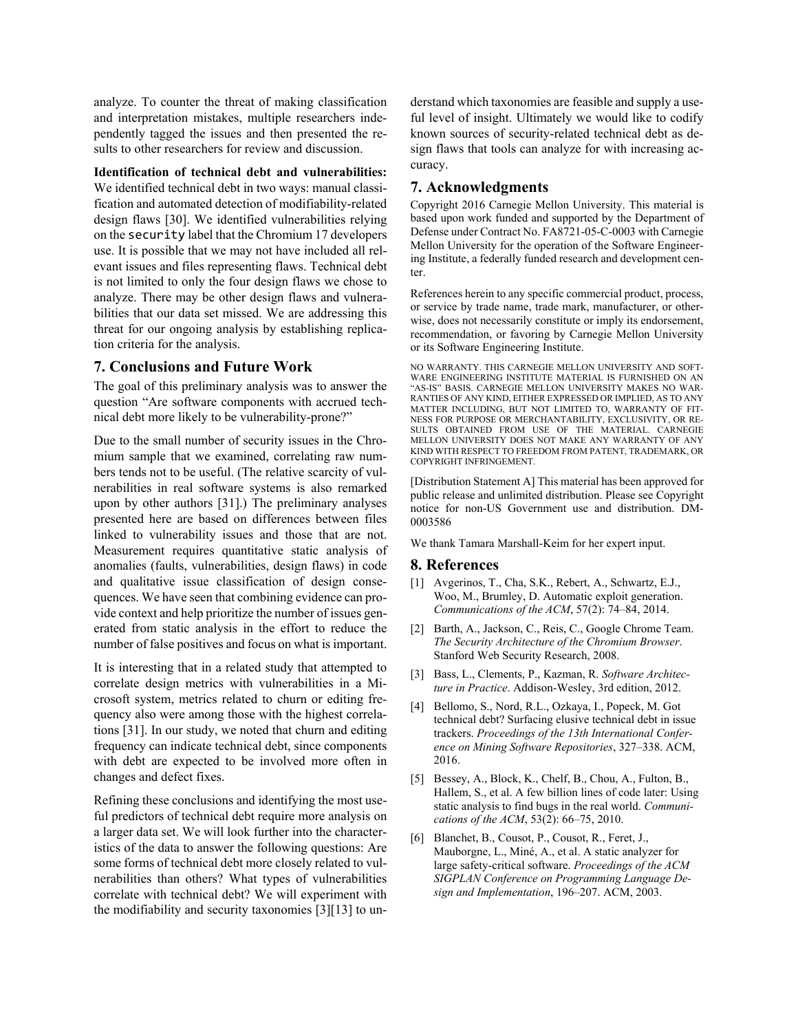analyze. To counter the threat of making classification and interpretation mistakes, multiple researchers independently tagged the issues and then presented the results to other researchers for review and discussion.

**Identification of technical debt and vulnerabilities:** We identified technical debt in two ways: manual classification and automated detection of modifiability-related design flaws [30]. We identified vulnerabilities relying on the `security` label that the Chromium 17 developers use. It is possible that we may not have included all relevant issues and files representing flaws. Technical debt is not limited to only the four design flaws we chose to analyze. There may be other design flaws and vulnerabilities that our data set missed. We are addressing this threat for our ongoing analysis by establishing replication criteria for the analysis.

## 7. Conclusions and Future Work

The goal of this preliminary analysis was to answer the question "Are software components with accrued technical debt more likely to be vulnerability-prone?"

Due to the small number of security issues in the Chromium sample that we examined, correlating raw numbers tends not to be useful. (The relative scarcity of vulnerabilities in real software systems is also remarked upon by other authors [31].) The preliminary analyses presented here are based on differences between files linked to vulnerability issues and those that are not. Measurement requires quantitative static analysis of anomalies (faults, vulnerabilities, design flaws) in code and qualitative issue classification of design consequences. We have seen that combining evidence can provide context and help prioritize the number of issues generated from static analysis in the effort to reduce the number of false positives and focus on what is important.

It is interesting that in a related study that attempted to correlate design metrics with vulnerabilities in a Microsoft system, metrics related to churn or editing frequency also were among those with the highest correlations [31]. In our study, we noted that churn and editing frequency can indicate technical debt, since components with debt are expected to be involved more often in changes and defect fixes.

Refining these conclusions and identifying the most useful predictors of technical debt require more analysis on a larger data set. We will look further into the characteristics of the data to answer the following questions: Are some forms of technical debt more closely related to vulnerabilities than others? What types of vulnerabilities correlate with technical debt? We will experiment with the modifiability and security taxonomies [3][13] to understand which taxonomies are feasible and supply a useful level of insight. Ultimately we would like to codify known sources of security-related technical debt as design flaws that tools can analyze for with increasing accuracy.

## 7. Acknowledgments

Copyright 2016 Carnegie Mellon University. This material is based upon work funded and supported by the Department of Defense under Contract No. FA8721-05-C-0003 with Carnegie Mellon University for the operation of the Software Engineering Institute, a federally funded research and development center.

References herein to any specific commercial product, process, or service by trade name, trade mark, manufacturer, or otherwise, does not necessarily constitute or imply its endorsement, recommendation, or favoring by Carnegie Mellon University or its Software Engineering Institute.

NO WARRANTY. THIS CARNEGIE MELLON UNIVERSITY AND SOFTWARE ENGINEERING INSTITUTE MATERIAL IS FURNISHED ON AN "AS-IS" BASIS. CARNEGIE MELLON UNIVERSITY MAKES NO WARRANTIES OF ANY KIND, EITHER EXPRESSED OR IMPLIED, AS TO ANY MATTER INCLUDING, BUT NOT LIMITED TO, WARRANTY OF FITNESS FOR PURPOSE OR MERCHANTABILITY, EXCLUSIVITY, OR RESULTS OBTAINED FROM USE OF THE MATERIAL. CARNEGIE MELLON UNIVERSITY DOES NOT MAKE ANY WARRANTY OF ANY KIND WITH RESPECT TO FREEDOM FROM PATENT, TRADEMARK, OR COPYRIGHT INFRINGEMENT.

[Distribution Statement A] This material has been approved for public release and unlimited distribution. Please see Copyright notice for non-US Government use and distribution. DM-0003586

We thank Tamara Marshall-Keim for her expert input.

## 8. References

[1] Avgerinos, T., Cha, S.K., Rebert, A., Schwartz, E.J., Woo, M., Brumley, D. Automatic exploit generation. *Communications of the ACM*, 57(2): 74–84, 2014.

[2] Barth, A., Jackson, C., Reis, C., Google Chrome Team. *The Security Architecture of the Chromium Browser*. Stanford Web Security Research, 2008.

[3] Bass, L., Clements, P., Kazman, R. *Software Architecture in Practice*. Addison-Wesley, 3rd edition, 2012.

[4] Bellomo, S., Nord, R.L., Ozkaya, I., Popeck, M. Got technical debt? Surfacing elusive technical debt in issue trackers. *Proceedings of the 13th International Conference on Mining Software Repositories*, 327–338. ACM, 2016.

[5] Bessey, A., Block, K., Chelf, B., Chou, A., Fulton, B., Hallem, S., et al. A few billion lines of code later: Using static analysis to find bugs in the real world. *Communications of the ACM*, 53(2): 66–75, 2010.

[6] Blanchet, B., Cousot, P., Cousot, R., Feret, J., Mauborgne, L., Miné, A., et al. A static analyzer for large safety-critical software. *Proceedings of the ACM SIGPLAN Conference on Programming Language Design and Implementation*, 196–207. ACM, 2003.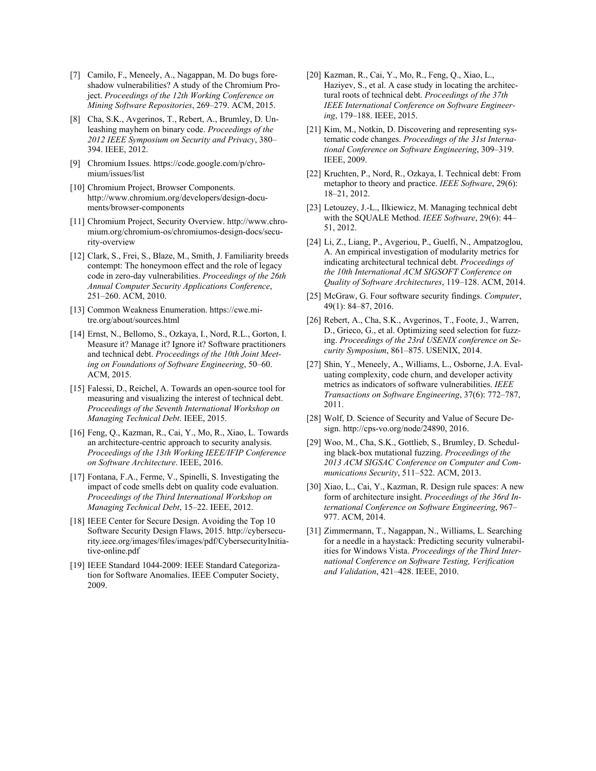[7] Camilo, F., Meneely, A., Nagappan, M. Do bugs foreshadow vulnerabilities? A study of the Chromium Project. *Proceedings of the 12th Working Conference on Mining Software Repositories*, 269–279. ACM, 2015.

[8] Cha, S.K., Avgerinos, T., Rebert, A., Brumley, D. Unleashing mayhem on binary code. *Proceedings of the 2012 IEEE Symposium on Security and Privacy*, 380–394. IEEE, 2012.

[9] Chromium Issues. https://code.google.com/p/chromium/issues/list

[10] Chromium Project, Browser Components. http://www.chromium.org/developers/design-documents/browser-components

[11] Chromium Project, Security Overview. http://www.chromium.org/chromium-os/chromiumos-design-docs/security-overview

[12] Clark, S., Frei, S., Blaze, M., Smith, J. Familiarity breeds contempt: The honeymoon effect and the role of legacy code in zero-day vulnerabilities. *Proceedings of the 26th Annual Computer Security Applications Conference*, 251–260. ACM, 2010.

[13] Common Weakness Enumeration. https://cwe.mitre.org/about/sources.html

[14] Ernst, N., Bellomo, S., Ozkaya, I., Nord, R.L., Gorton, I. Measure it? Manage it? Ignore it? Software practitioners and technical debt. *Proceedings of the 10th Joint Meeting on Foundations of Software Engineering*, 50–60. ACM, 2015.

[15] Falessi, D., Reichel, A. Towards an open-source tool for measuring and visualizing the interest of technical debt. *Proceedings of the Seventh International Workshop on Managing Technical Debt*. IEEE, 2015.

[16] Feng, Q., Kazman, R., Cai, Y., Mo, R., Xiao, L. Towards an architecture-centric approach to security analysis. *Proceedings of the 13th Working IEEE/IFIP Conference on Software Architecture*. IEEE, 2016.

[17] Fontana, F.A., Ferme, V., Spinelli, S. Investigating the impact of code smells debt on quality code evaluation. *Proceedings of the Third International Workshop on Managing Technical Debt*, 15–22. IEEE, 2012.

[18] IEEE Center for Secure Design. Avoiding the Top 10 Software Security Design Flaws, 2015. http://cybersecurity.ieee.org/images/files/images/pdf/CybersecurityInitiative-online.pdf

[19] IEEE Standard 1044-2009: IEEE Standard Categorization for Software Anomalies. IEEE Computer Society, 2009.

[20] Kazman, R., Cai, Y., Mo, R., Feng, Q., Xiao, L., Haziyev, S., et al. A case study in locating the architectural roots of technical debt. *Proceedings of the 37th IEEE International Conference on Software Engineering*, 179–188. IEEE, 2015.

[21] Kim, M., Notkin, D. Discovering and representing systematic code changes. *Proceedings of the 31st International Conference on Software Engineering*, 309–319. IEEE, 2009.

[22] Kruchten, P., Nord, R., Ozkaya, I. Technical debt: From metaphor to theory and practice. *IEEE Software*, 29(6): 18–21, 2012.

[23] Letouzey, J.-L., Ilkiewicz, M. Managing technical debt with the SQUALE Method. *IEEE Software*, 29(6): 44–51, 2012.

[24] Li, Z., Liang, P., Avgeriou, P., Guelfi, N., Ampatzoglou, A. An empirical investigation of modularity metrics for indicating architectural technical debt. *Proceedings of the 10th International ACM SIGSOFT Conference on Quality of Software Architectures*, 119–128. ACM, 2014.

[25] McGraw, G. Four software security findings. *Computer*, 49(1): 84–87, 2016.

[26] Rebert, A., Cha, S.K., Avgerinos, T., Foote, J., Warren, D., Grieco, G., et al. Optimizing seed selection for fuzzing. *Proceedings of the 23rd USENIX conference on Security Symposium*, 861–875. USENIX, 2014.

[27] Shin, Y., Meneely, A., Williams, L., Osborne, J.A. Evaluating complexity, code churn, and developer activity metrics as indicators of software vulnerabilities. *IEEE Transactions on Software Engineering*, 37(6): 772–787, 2011.

[28] Wolf, D. Science of Security and Value of Secure Design. http://cps-vo.org/node/24890, 2016.

[29] Woo, M., Cha, S.K., Gottlieb, S., Brumley, D. Scheduling black-box mutational fuzzing. *Proceedings of the 2013 ACM SIGSAC Conference on Computer and Communications Security*, 511–522. ACM, 2013.

[30] Xiao, L., Cai, Y., Kazman, R. Design rule spaces: A new form of architecture insight. *Proceedings of the 36rd International Conference on Software Engineering*, 967–977. ACM, 2014.

[31] Zimmermann, T., Nagappan, N., Williams, L. Searching for a needle in a haystack: Predicting security vulnerabilities for Windows Vista. *Proceedings of the Third International Conference on Software Testing, Verification and Validation*, 421–428. IEEE, 2010.